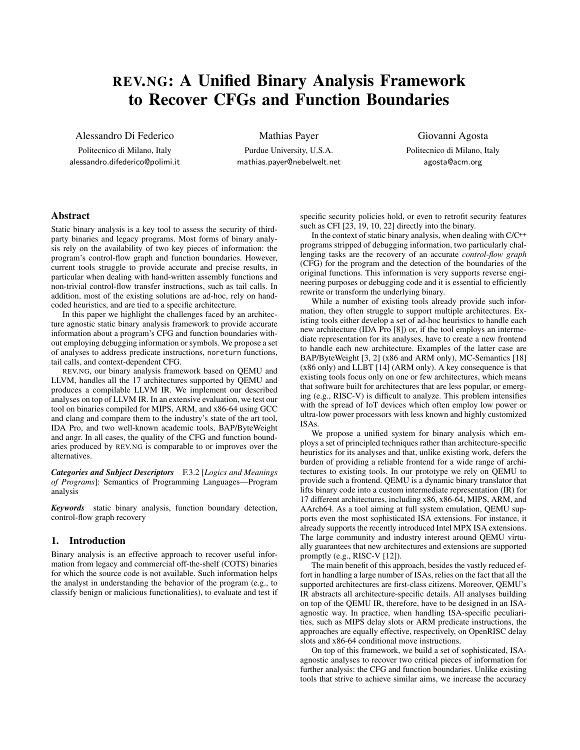# REV.NG: A Unified Binary Analysis Framework to Recover CFGs and Function Boundaries

Alessandro Di Federico
Politecnico di Milano, Italy
alessandro.difederico@polimi.it

Mathias Payer
Purdue University, U.S.A.
mathias.payer@nebelwelt.net

Giovanni Agosta
Politecnico di Milano, Italy
agosta@acm.org

## Abstract

Static binary analysis is a key tool to assess the security of third-party binaries and legacy programs. Most forms of binary analysis rely on the availability of two key pieces of information: the program's control-flow graph and function boundaries. However, current tools struggle to provide accurate and precise results, in particular when dealing with hand-written assembly functions and non-trivial control-flow transfer instructions, such as tail calls. In addition, most of the existing solutions are ad-hoc, rely on hand-coded heuristics, and are tied to a specific architecture.

In this paper we highlight the challenges faced by an architecture agnostic static binary analysis framework to provide accurate information about a program's CFG and function boundaries without employing debugging information or symbols. We propose a set of analyses to address predicate instructions, `noreturn` functions, tail calls, and context-dependent CFG.

REV.NG, our binary analysis framework based on QEMU and LLVM, handles all the 17 architectures supported by QEMU and produces a compilable LLVM IR. We implement our described analyses on top of LLVM IR. In an extensive evaluation, we test our tool on binaries compiled for MIPS, ARM, and x86-64 using GCC and clang and compare them to the industry's state of the art tool, IDA Pro, and two well-known academic tools, BAP/ByteWeight and angr. In all cases, the quality of the CFG and function boundaries produced by REV.NG is comparable to or improves over the alternatives.

***Categories and Subject Descriptors*** F.3.2 [*Logics and Meanings of Programs*]: Semantics of Programming Languages—Program analysis

***Keywords*** static binary analysis, function boundary detection, control-flow graph recovery

## 1. Introduction

Binary analysis is an effective approach to recover useful information from legacy and commercial off-the-shelf (COTS) binaries for which the source code is not available. Such information helps the analyst in understanding the behavior of the program (e.g., to classify benign or malicious functionalities), to evaluate and test if specific security policies hold, or even to retrofit security features such as CFI [23, 19, 10, 22] directly into the binary.

In the context of static binary analysis, when dealing with C/C++ programs stripped of debugging information, two particularly challenging tasks are the recovery of an accurate *control-flow graph* (CFG) for the program and the detection of the boundaries of the original functions. This information is very supports reverse engineering purposes or debugging code and it is essential to efficiently rewrite or transform the underlying binary.

While a number of existing tools already provide such information, they often struggle to support multiple architectures. Existing tools either develop a set of ad-hoc heuristics to handle each new architecture (IDA Pro [8]) or, if the tool employs an intermediate representation for its analyses, have to create a new frontend to handle each new architecture. Examples of the latter case are BAP/ByteWeight [3, 2] (x86 and ARM only), MC-Semantics [18] (x86 only) and LLBT [14] (ARM only). A key consequence is that existing tools focus only on one or few architectures, which means that software built for architectures that are less popular, or emerging (e.g., RISC-V) is difficult to analyze. This problem intensifies with the spread of IoT devices which often employ low power or ultra-low power processors with less known and highly customized ISAs.

We propose a unified system for binary analysis which employs a set of principled techniques rather than architecture-specific heuristics for its analyses and that, unlike existing work, defers the burden of providing a reliable frontend for a wide range of architectures to existing tools. In our prototype we rely on QEMU to provide such a frontend. QEMU is a dynamic binary translator that lifts binary code into a custom intermediate representation (IR) for 17 different architectures, including x86, x86-64, MIPS, ARM, and AArch64. As a tool aiming at full system emulation, QEMU supports even the most sophisticated ISA extensions. For instance, it already supports the recently introduced Intel MPX ISA extensions. The large community and industry interest around QEMU virtually guarantees that new architectures and extensions are supported promptly (e.g., RISC-V [12]).

The main benefit of this approach, besides the vastly reduced effort in handling a large number of ISAs, relies on the fact that all the supported architectures are first-class citizens. Moreover, QEMU's IR abstracts all architecture-specific details. All analyses building on top of the QEMU IR, therefore, have to be designed in an ISA-agnostic way. In practice, when handling ISA-specific peculiarities, such as MIPS delay slots or ARM predicate instructions, the approaches are equally effective, respectively, on OpenRISC delay slots and x86-64 conditional move instructions.

On top of this framework, we build a set of sophisticated, ISA-agnostic analyses to recover two critical pieces of information for further analysis: the CFG and function boundaries. Unlike existing tools that strive to achieve similar aims, we increase the accuracy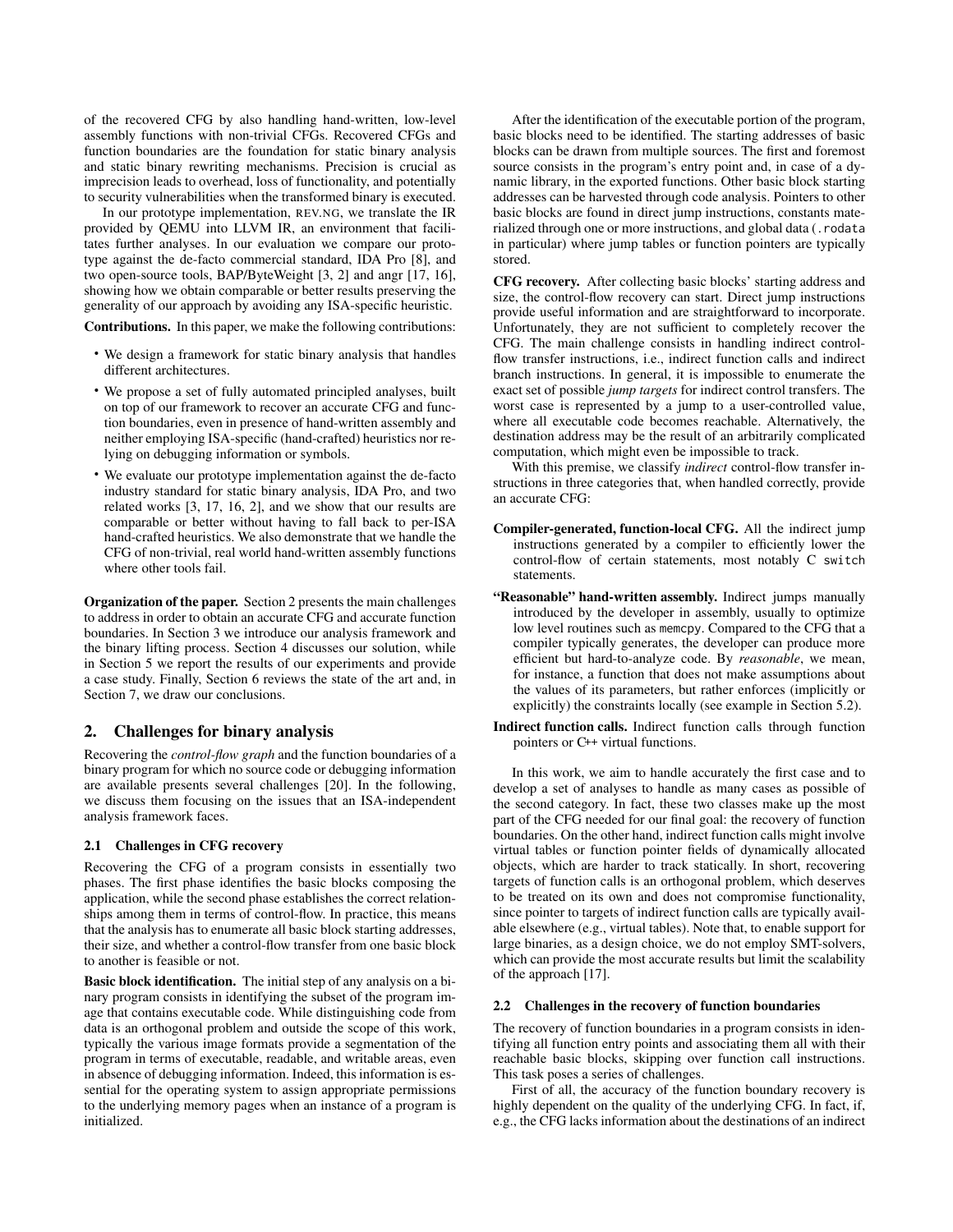of the recovered CFG by also handling hand-written, low-level assembly functions with non-trivial CFGs. Recovered CFGs and function boundaries are the foundation for static binary analysis and static binary rewriting mechanisms. Precision is crucial as imprecision leads to overhead, loss of functionality, and potentially to security vulnerabilities when the transformed binary is executed.

In our prototype implementation, REV.NG, we translate the IR provided by QEMU into LLVM IR, an environment that facilitates further analyses. In our evaluation we compare our prototype against the de-facto commercial standard, IDA Pro [8], and two open-source tools, BAP/ByteWeight [3, 2] and angr [17, 16], showing how we obtain comparable or better results preserving the generality of our approach by avoiding any ISA-specific heuristic.

**Contributions.** In this paper, we make the following contributions:

- We design a framework for static binary analysis that handles different architectures.
- We propose a set of fully automated principled analyses, built on top of our framework to recover an accurate CFG and function boundaries, even in presence of hand-written assembly and neither employing ISA-specific (hand-crafted) heuristics nor relying on debugging information or symbols.
- We evaluate our prototype implementation against the de-facto industry standard for static binary analysis, IDA Pro, and two related works [3, 17, 16, 2], and we show that our results are comparable or better without having to fall back to per-ISA hand-crafted heuristics. We also demonstrate that we handle the CFG of non-trivial, real world hand-written assembly functions where other tools fail.

**Organization of the paper.** Section 2 presents the main challenges to address in order to obtain an accurate CFG and accurate function boundaries. In Section 3 we introduce our analysis framework and the binary lifting process. Section 4 discusses our solution, while in Section 5 we report the results of our experiments and provide a case study. Finally, Section 6 reviews the state of the art and, in Section 7, we draw our conclusions.

## 2. Challenges for binary analysis

Recovering the *control-flow graph* and the function boundaries of a binary program for which no source code or debugging information are available presents several challenges [20]. In the following, we discuss them focusing on the issues that an ISA-independent analysis framework faces.

### 2.1 Challenges in CFG recovery

Recovering the CFG of a program consists in essentially two phases. The first phase identifies the basic blocks composing the application, while the second phase establishes the correct relationships among them in terms of control-flow. In practice, this means that the analysis has to enumerate all basic block starting addresses, their size, and whether a control-flow transfer from one basic block to another is feasible or not.

**Basic block identification.** The initial step of any analysis on a binary program consists in identifying the subset of the program image that contains executable code. While distinguishing code from data is an orthogonal problem and outside the scope of this work, typically the various image formats provide a segmentation of the program in terms of executable, readable, and writable areas, even in absence of debugging information. Indeed, this information is essential for the operating system to assign appropriate permissions to the underlying memory pages when an instance of a program is initialized.

After the identification of the executable portion of the program, basic blocks need to be identified. The starting addresses of basic blocks can be drawn from multiple sources. The first and foremost source consists in the program's entry point and, in case of a dynamic library, in the exported functions. Other basic block starting addresses can be harvested through code analysis. Pointers to other basic blocks are found in direct jump instructions, constants materialized through one or more instructions, and global data (`.rodata` in particular) where jump tables or function pointers are typically stored.

**CFG recovery.** After collecting basic blocks' starting address and size, the control-flow recovery can start. Direct jump instructions provide useful information and are straightforward to incorporate. Unfortunately, they are not sufficient to completely recover the CFG. The main challenge consists in handling indirect control-flow transfer instructions, i.e., indirect function calls and indirect branch instructions. In general, it is impossible to enumerate the exact set of possible *jump targets* for indirect control transfers. The worst case is represented by a jump to a user-controlled value, where all executable code becomes reachable. Alternatively, the destination address may be the result of an arbitrarily complicated computation, which might even be impossible to track.

With this premise, we classify *indirect* control-flow transfer instructions in three categories that, when handled correctly, provide an accurate CFG:

**Compiler-generated, function-local CFG.** All the indirect jump instructions generated by a compiler to efficiently lower the control-flow of certain statements, most notably C `switch` statements.

**"Reasonable" hand-written assembly.** Indirect jumps manually introduced by the developer in assembly, usually to optimize low level routines such as `memcpy`. Compared to the CFG that a compiler typically generates, the developer can produce more efficient but hard-to-analyze code. By *reasonable*, we mean, for instance, a function that does not make assumptions about the values of its parameters, but rather enforces (implicitly or explicitly) the constraints locally (see example in Section 5.2).

**Indirect function calls.** Indirect function calls through function pointers or C++ virtual functions.

In this work, we aim to handle accurately the first case and to develop a set of analyses to handle as many cases as possible of the second category. In fact, these two classes make up the most part of the CFG needed for our final goal: the recovery of function boundaries. On the other hand, indirect function calls might involve virtual tables or function pointer fields of dynamically allocated objects, which are harder to track statically. In short, recovering targets of function calls is an orthogonal problem, which deserves to be treated on its own and does not compromise functionality, since pointer to targets of indirect function calls are typically available elsewhere (e.g., virtual tables). Note that, to enable support for large binaries, as a design choice, we do not employ SMT-solvers, which can provide the most accurate results but limit the scalability of the approach [17].

### 2.2 Challenges in the recovery of function boundaries

The recovery of function boundaries in a program consists in identifying all function entry points and associating them all with their reachable basic blocks, skipping over function call instructions. This task poses a series of challenges.

First of all, the accuracy of the function boundary recovery is highly dependent on the quality of the underlying CFG. In fact, if, e.g., the CFG lacks information about the destinations of an indirect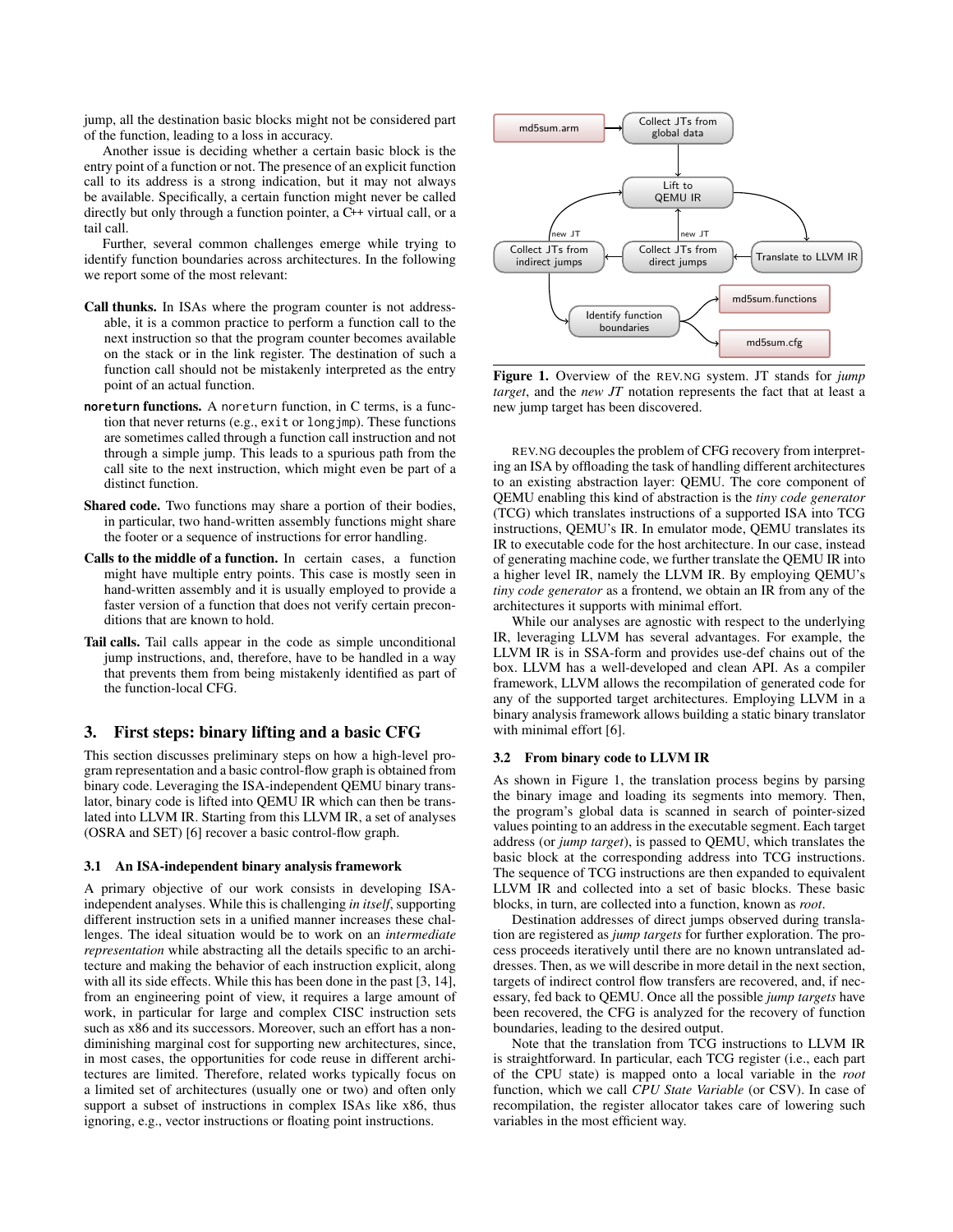jump, all the destination basic blocks might not be considered part of the function, leading to a loss in accuracy.

Another issue is deciding whether a certain basic block is the entry point of a function or not. The presence of an explicit function call to its address is a strong indication, but it may not always be available. Specifically, a certain function might never be called directly but only through a function pointer, a C++ virtual call, or a tail call.

Further, several common challenges emerge while trying to identify function boundaries across architectures. In the following we report some of the most relevant:

**Call thunks.** In ISAs where the program counter is not addressable, it is a common practice to perform a function call to the next instruction so that the program counter becomes available on the stack or in the link register. The destination of such a function call should not be mistakenly interpreted as the entry point of an actual function.

**`noreturn` functions.** A `noreturn` function, in C terms, is a function that never returns (e.g., `exit` or `longjmp`). These functions are sometimes called through a function call instruction and not through a simple jump. This leads to a spurious path from the call site to the next instruction, which might even be part of a distinct function.

**Shared code.** Two functions may share a portion of their bodies, in particular, two hand-written assembly functions might share the footer or a sequence of instructions for error handling.

**Calls to the middle of a function.** In certain cases, a function might have multiple entry points. This case is mostly seen in hand-written assembly and it is usually employed to provide a faster version of a function that does not verify certain preconditions that are known to hold.

**Tail calls.** Tail calls appear in the code as simple unconditional jump instructions, and, therefore, have to be handled in a way that prevents them from being mistakenly identified as part of the function-local CFG.

## 3. First steps: binary lifting and a basic CFG

This section discusses preliminary steps on how a high-level program representation and a basic control-flow graph is obtained from binary code. Leveraging the ISA-independent QEMU binary translator, binary code is lifted into QEMU IR which can then be translated into LLVM IR. Starting from this LLVM IR, a set of analyses (OSRA and SET) [6] recover a basic control-flow graph.

### 3.1 An ISA-independent binary analysis framework

A primary objective of our work consists in developing ISA-independent analyses. While this is challenging *in itself*, supporting different instruction sets in a unified manner increases these challenges. The ideal situation would be to work on an *intermediate representation* while abstracting all the details specific to an architecture and making the behavior of each instruction explicit, along with all its side effects. While this has been done in the past [3, 14], from an engineering point of view, it requires a large amount of work, in particular for large and complex CISC instruction sets such as x86 and its successors. Moreover, such an effort has a non-diminishing marginal cost for supporting new architectures, since, in most cases, the opportunities for code reuse in different architectures are limited. Therefore, related works typically focus on a limited set of architectures (usually one or two) and often only support a subset of instructions in complex ISAs like x86, thus ignoring, e.g., vector instructions or floating point instructions.

md5sum.arm
Collect JTs from global data
Lift to QEMU IR
new JT
new JT
Collect JTs from indirect jumps
Collect JTs from direct jumps
Translate to LLVM IR
Identify function boundaries
md5sum.functions
md5sum.cfg

**Figure 1.** Overview of the REV.NG system. JT stands for *jump target*, and the *new JT* notation represents the fact that at least a new jump target has been discovered.

REV.NG decouples the problem of CFG recovery from interpreting an ISA by offloading the task of handling different architectures to an existing abstraction layer: QEMU. The core component of QEMU enabling this kind of abstraction is the *tiny code generator* (TCG) which translates instructions of a supported ISA into TCG instructions, QEMU's IR. In emulator mode, QEMU translates its IR to executable code for the host architecture. In our case, instead of generating machine code, we further translate the QEMU IR into a higher level IR, namely the LLVM IR. By employing QEMU's *tiny code generator* as a frontend, we obtain an IR from any of the architectures it supports with minimal effort.

While our analyses are agnostic with respect to the underlying IR, leveraging LLVM has several advantages. For example, the LLVM IR is in SSA-form and provides use-def chains out of the box. LLVM has a well-developed and clean API. As a compiler framework, LLVM allows the recompilation of generated code for any of the supported target architectures. Employing LLVM in a binary analysis framework allows building a static binary translator with minimal effort [6].

### 3.2 From binary code to LLVM IR

As shown in Figure 1, the translation process begins by parsing the binary image and loading its segments into memory. Then, the program's global data is scanned in search of pointer-sized values pointing to an address in the executable segment. Each target address (or *jump target*), is passed to QEMU, which translates the basic block at the corresponding address into TCG instructions. The sequence of TCG instructions are then expanded to equivalent LLVM IR and collected into a set of basic blocks. These basic blocks, in turn, are collected into a function, known as *root*.

Destination addresses of direct jumps observed during translation are registered as *jump targets* for further exploration. The process proceeds iteratively until there are no known untranslated addresses. Then, as we will describe in more detail in the next section, targets of indirect control flow transfers are recovered, and, if necessary, fed back to QEMU. Once all the possible *jump targets* have been recovered, the CFG is analyzed for the recovery of function boundaries, leading to the desired output.

Note that the translation from TCG instructions to LLVM IR is straightforward. In particular, each TCG register (i.e., each part of the CPU state) is mapped onto a local variable in the *root* function, which we call *CPU State Variable* (or CSV). In case of recompilation, the register allocator takes care of lowering such variables in the most efficient way.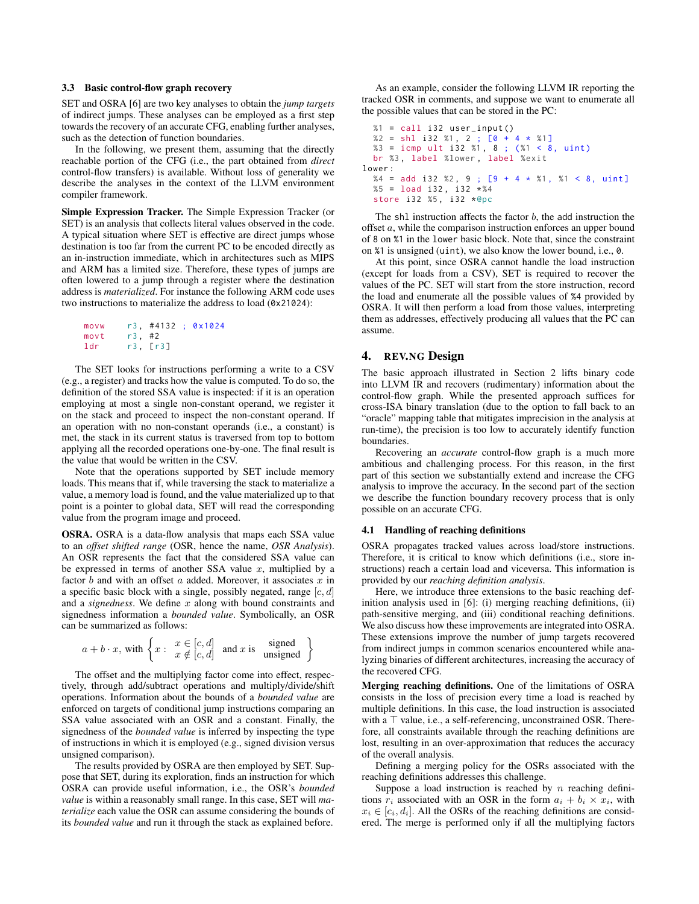### 3.3 Basic control-flow graph recovery

SET and OSRA [6] are two key analyses to obtain the *jump targets* of indirect jumps. These analyses can be employed as a first step towards the recovery of an accurate CFG, enabling further analyses, such as the detection of function boundaries.

In the following, we present them, assuming that the directly reachable portion of the CFG (i.e., the part obtained from *direct* control-flow transfers) is available. Without loss of generality we describe the analyses in the context of the LLVM environment compiler framework.

**Simple Expression Tracker.** The Simple Expression Tracker (or SET) is an analysis that collects literal values observed in the code. A typical situation where SET is effective are direct jumps whose destination is too far from the current PC to be encoded directly as an in-instruction immediate, which in architectures such as MIPS and ARM has a limited size. Therefore, these types of jumps are often lowered to a jump through a register where the destination address is *materialized*. For instance the following ARM code uses two instructions to materialize the address to load (`0x21024`):

```
movw    r3, #4132 ; 0x1024
movt    r3, #2
ldr     r3, [r3]
```

The SET looks for instructions performing a write to a CSV (e.g., a register) and tracks how the value is computed. To do so, the definition of the stored SSA value is inspected: if it is an operation employing at most a single non-constant operand, we register it on the stack and proceed to inspect the non-constant operand. If an operation with no non-constant operands (i.e., a constant) is met, the stack in its current status is traversed from top to bottom applying all the recorded operations one-by-one. The final result is the value that would be written in the CSV.

Note that the operations supported by SET include memory loads. This means that if, while traversing the stack to materialize a value, a memory load is found, and the value materialized up to that point is a pointer to global data, SET will read the corresponding value from the program image and proceed.

**OSRA.** OSRA is a data-flow analysis that maps each SSA value to an *offset shifted range* (OSR, hence the name, *OSR Analysis*). An OSR represents the fact that the considered SSA value can be expressed in terms of another SSA value $x$, multiplied by a factor $b$ and with an offset $a$ added. Moreover, it associates $x$ in a specific basic block with a single, possibly negated, range $[c, d]$ and a *signedness*. We define $x$ along with bound constraints and signedness information a *bounded value*. Symbolically, an OSR can be summarized as follows:

$$a + b \cdot x, \text{ with } \left\{ x : \begin{array}{c} x \in [c, d] \\ x \notin [c, d] \end{array} \text{ and } x \text{ is } \begin{array}{c} \text{signed} \\ \text{unsigned} \end{array} \right\}$$

The offset and the multiplying factor come into effect, respectively, through add/subtract operations and multiply/divide/shift operations. Information about the bounds of a *bounded value* are enforced on targets of conditional jump instructions comparing an SSA value associated with an OSR and a constant. Finally, the signedness of the *bounded value* is inferred by inspecting the type of instructions in which it is employed (e.g., signed division versus unsigned comparison).

The results provided by OSRA are then employed by SET. Suppose that SET, during its exploration, finds an instruction for which OSRA can provide useful information, i.e., the OSR's *bounded value* is within a reasonably small range. In this case, SET will *materialize* each value the OSR can assume considering the bounds of its *bounded value* and run it through the stack as explained before.

As an example, consider the following LLVM IR reporting the tracked OSR in comments, and suppose we want to enumerate all the possible values that can be stored in the PC:

```
  %1 = call i32 user_input()
  %2 = shl i32 %1, 2 ; [0 + 4 * %1]
  %3 = icmp ult i32 %1, 8 ; (%1 < 8, uint)
  br %3, label %lower, label %exit
lower:
  %4 = add i32 %2, 9 ; [9 + 4 * %1, %1 < 8, uint]
  %5 = load i32, i32 *%4
  store i32 %5, i32 *@pc
```

The `shl` instruction affects the factor $b$, the `add` instruction the offset $a$, while the comparison instruction enforces an upper bound of `8` on `%1` in the `lower` basic block. Note that, since the constraint on `%1` is unsigned (`uint`), we also know the lower bound, i.e., `0`.

At this point, since OSRA cannot handle the load instruction (except for loads from a CSV), SET is required to recover the values of the PC. SET will start from the store instruction, record the load and enumerate all the possible values of `%4` provided by OSRA. It will then perform a load from those values, interpreting them as addresses, effectively producing all values that the PC can assume.

## 4. REV.NG Design

The basic approach illustrated in Section 2 lifts binary code into LLVM IR and recovers (rudimentary) information about the control-flow graph. While the presented approach suffices for cross-ISA binary translation (due to the option to fall back to the "oracle" mapping table that mitigates imprecision in the analysis at run-time), the precision is too low to accurately identify function boundaries.

Recovering an *accurate* control-flow graph is a much more ambitious and challenging process. For this reason, in the first part of this section we substantially extend and increase the CFG analysis to improve the accuracy. In the second part of the section we describe the function boundary recovery process that is only possible on an accurate CFG.

### 4.1 Handling of reaching definitions

OSRA propagates tracked values across load/store instructions. Therefore, it is critical to know which definitions (i.e., store instructions) reach a certain load and viceversa. This information is provided by our *reaching definition analysis*.

Here, we introduce three extensions to the basic reaching definition analysis used in [6]: (i) merging reaching definitions, (ii) path-sensitive merging, and (iii) conditional reaching definitions. We also discuss how these improvements are integrated into OSRA. These extensions improve the number of jump targets recovered from indirect jumps in common scenarios encountered while analyzing binaries of different architectures, increasing the accuracy of the recovered CFG.

**Merging reaching definitions.** One of the limitations of OSRA consists in the loss of precision every time a load is reached by multiple definitions. In this case, the load instruction is associated with a $\top$ value, i.e., a self-referencing, unconstrained OSR. Therefore, all constraints available through the reaching definitions are lost, resulting in an over-approximation that reduces the accuracy of the overall analysis.

Defining a merging policy for the OSRs associated with the reaching definitions addresses this challenge.

Suppose a load instruction is reached by $n$ reaching definitions $r_i$ associated with an OSR in the form $a_i + b_i \times x_i$, with $x_i \in [c_i, d_i]$. All the OSRs of the reaching definitions are considered. The merge is performed only if all the multiplying factors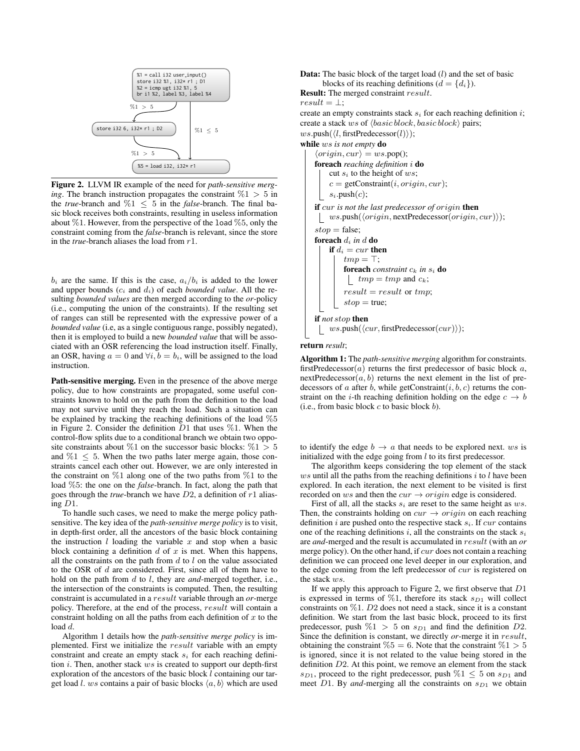```
%1 = call i32 user_input()
store i32 %1, i32* r1 ; D1
%2 = icmp ugt i32 %1, 5
br i1 %2, label %3, label %4
```

$\%1 > 5$

```
store i32 6, i32* r1 ; D2
```

$\%1 \leq 5$

$\%1 > 5$

```
%5 = load i32, i32* r1
```

**Figure 2.** LLVM IR example of the need for *path-sensitive merging*. The branch instruction propagates the constraint $\%1 > 5$ in the *true*-branch and $\%1 \leq 5$ in the *false*-branch. The final basic block receives both constraints, resulting in useless information about $\%1$. However, from the perspective of the load $\%5$, only the constraint coming from the *false*-branch is relevant, since the store in the *true*-branch aliases the load from $r1$.

$b_i$ are the same. If this is the case, $a_i/b_i$ is added to the lower and upper bounds ($c_i$ and $d_i$) of each *bounded value*. All the resulting *bounded values* are then merged according to the *or*-policy (i.e., computing the union of the constraints). If the resulting set of ranges can still be represented with the expressive power of a *bounded value* (i.e, as a single contiguous range, possibly negated), then it is employed to build a new *bounded value* that will be associated with an OSR referencing the load instruction itself. Finally, an OSR, having $a = 0$ and $\forall i, b = b_i$, will be assigned to the load instruction.

**Path-sensitive merging.** Even in the presence of the above merge policy, due to how constraints are propagated, some useful constraints known to hold on the path from the definition to the load may not survive until they reach the load. Such a situation can be explained by tracking the reaching definitions of the load $\%5$ in Figure 2. Consider the definition $D1$ that uses $\%1$. When the control-flow splits due to a conditional branch we obtain two opposite constraints about $\%1$ on the successor basic blocks: $\%1 > 5$ and $\%1 \leq 5$. When the two paths later merge again, those constraints cancel each other out. However, we are only interested in the constraint on $\%1$ along one of the two paths from $\%1$ to the load $\%5$: the one on the *false*-branch. In fact, along the path that goes through the *true*-branch we have $D2$, a definition of $r1$ aliasing $D1$.

To handle such cases, we need to make the merge policy path-sensitive. The key idea of the *path-sensitive merge policy* is to visit, in depth-first order, all the ancestors of the basic block containing the instruction $l$ loading the variable $x$ and stop when a basic block containing a definition $d$ of $x$ is met. When this happens, all the constraints on the path from $d$ to $l$ on the value associated to the OSR of $d$ are considered. First, since all of them have to hold on the path from $d$ to $l$, they are *and*-merged together, i.e., the intersection of the constraints is computed. Then, the resulting constraint is accumulated in a $result$ variable through an *or*-merge policy. Therefore, at the end of the process, $result$ will contain a constraint holding on all the paths from each definition of $x$ to the load $d$.

Algorithm 1 details how the *path-sensitive merge policy* is implemented. First we initialize the $result$ variable with an empty constraint and create an empty stack $s_i$ for each reaching definition $i$. Then, another stack $ws$ is created to support our depth-first exploration of the ancestors of the basic block $l$ containing our target load $l$. $ws$ contains a pair of basic blocks $\langle a, b\rangle$ which are used

**Data:** The basic block of the target load ($l$) and the set of basic blocks of its reaching definitions ($d = \{d_i\}$).
**Result:** The merged constraint $result$.

```
result = ⊥;
create an empty constraints stack s_i for each reaching definition i;
create a stack ws of ⟨basic block, basic block⟩ pairs;
ws.push(⟨l, firstPredecessor(l)⟩);
while ws is not empty do
    ⟨origin, cur⟩ = ws.pop();
    foreach reaching definition i do
        cut s_i to the height of ws;
        c = getConstraint(i, origin, cur);
        s_i.push(c);
    if cur is not the last predecessor of origin then
        ws.push(⟨origin, nextPredecessor(origin, cur)⟩);
    stop = false;
    foreach d_i in d do
        if d_i = cur then
            tmp = ⊤;
            foreach constraint c_k in s_i do
                tmp = tmp and c_k;
            result = result or tmp;
            stop = true;
    if not stop then
        ws.push(⟨cur, firstPredecessor(cur)⟩);
return result;
```

**Algorithm 1:** The *path-sensitive merging* algorithm for constraints. firstPredecessor($a$) returns the first predecessor of basic block $a$, nextPredecessor($a, b$) returns the next element in the list of predecessors of $a$ after $b$, while getConstraint($i, b, c$) returns the constraint on the $i$-th reaching definition holding on the edge $c \rightarrow b$ (i.e., from basic block $c$ to basic block $b$).

to identify the edge $b \rightarrow a$ that needs to be explored next. $ws$ is initialized with the edge going from $l$ to its first predecessor.

The algorithm keeps considering the top element of the stack $ws$ until all the paths from the reaching definitions $i$ to $l$ have been explored. In each iteration, the next element to be visited is first recorded on $ws$ and then the $cur \rightarrow origin$ edge is considered.

First of all, all the stacks $s_i$ are reset to the same height as $ws$. Then, the constraints holding on $cur \rightarrow origin$ on each reaching definition $i$ are pushed onto the respective stack $s_i$. If $cur$ contains one of the reaching definitions $i$, all the constraints on the stack $s_i$ are *and*-merged and the result is accumulated in $result$ (with an *or* merge policy). On the other hand, if $cur$ does not contain a reaching definition we can proceed one level deeper in our exploration, and the edge coming from the left predecessor of $cur$ is registered on the stack $ws$.

If we apply this approach to Figure 2, we first observe that $D1$ is expressed in terms of $\%1$, therefore its stack $s_{D1}$ will collect constraints on $\%1$. $D2$ does not need a stack, since it is a constant definition. We start from the last basic block, proceed to its first predecessor, push $\%1 > 5$ on $s_{D1}$ and find the definition $D2$. Since the definition is constant, we directly *or*-merge it in $result$, obtaining the constraint $\%5 = 6$. Note that the constraint $\%1 > 5$ is ignored, since it is not related to the value being stored in the definition $D2$. At this point, we remove an element from the stack $s_{D1}$, proceed to the right predecessor, push $\%1 \leq 5$ on $s_{D1}$ and meet $D1$. By *and*-merging all the constraints on $s_{D1}$ we obtain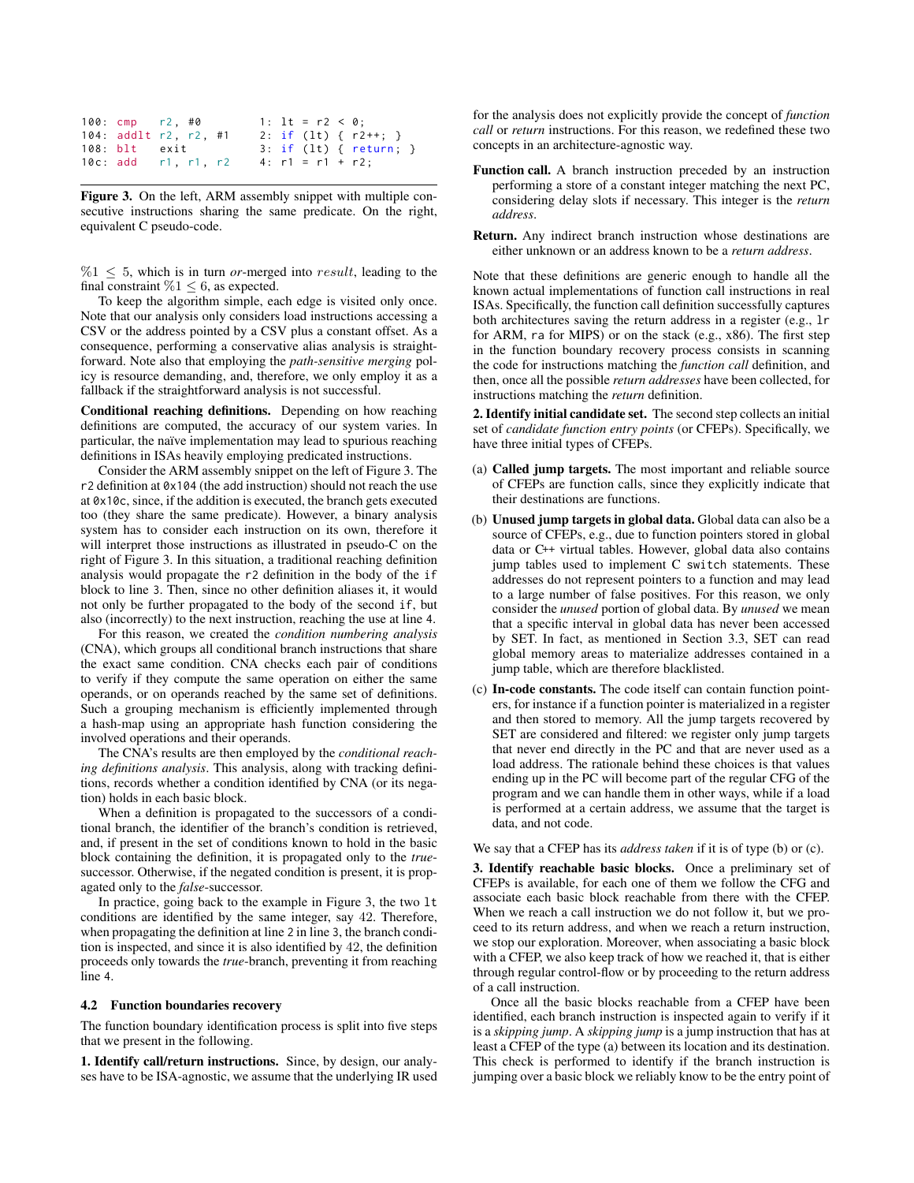```
100: cmp   r2, #0         1: lt = r2 < 0;
104: addlt r2, r2, #1     2: if (lt) { r2++; }
108: blt   exit           3: if (lt) { return; }
10c: add   r1, r1, r2     4: r1 = r1 + r2;
```

**Figure 3.** On the left, ARM assembly snippet with multiple consecutive instructions sharing the same predicate. On the right, equivalent C pseudo-code.

$\%1 \le 5$, which is in turn *or*-merged into $result$, leading to the final constraint $\%1 \le 6$, as expected.

To keep the algorithm simple, each edge is visited only once. Note that our analysis only considers load instructions accessing a CSV or the address pointed by a CSV plus a constant offset. As a consequence, performing a conservative alias analysis is straightforward. Note also that employing the *path-sensitive merging* policy is resource demanding, and, therefore, we only employ it as a fallback if the straightforward analysis is not successful.

**Conditional reaching definitions.** Depending on how reaching definitions are computed, the accuracy of our system varies. In particular, the naïve implementation may lead to spurious reaching definitions in ISAs heavily employing predicated instructions.

Consider the ARM assembly snippet on the left of Figure 3. The `r2` definition at `0x104` (the add instruction) should not reach the use at `0x10c`, since, if the addition is executed, the branch gets executed too (they share the same predicate). However, a binary analysis system has to consider each instruction on its own, therefore it will interpret those instructions as illustrated in pseudo-C on the right of Figure 3. In this situation, a traditional reaching definition analysis would propagate the `r2` definition in the body of the `if` block to line `3`. Then, since no other definition aliases it, it would not only be further propagated to the body of the second `if`, but also (incorrectly) to the next instruction, reaching the use at line `4`.

For this reason, we created the *condition numbering analysis* (CNA), which groups all conditional branch instructions that share the exact same condition. CNA checks each pair of conditions to verify if they compute the same operation on either the same operands, or on operands reached by the same set of definitions. Such a grouping mechanism is efficiently implemented through a hash-map using an appropriate hash function considering the involved operations and their operands.

The CNA's results are then employed by the *conditional reaching definitions analysis*. This analysis, along with tracking definitions, records whether a condition identified by CNA (or its negation) holds in each basic block.

When a definition is propagated to the successors of a conditional branch, the identifier of the branch's condition is retrieved, and, if present in the set of conditions known to hold in the basic block containing the definition, it is propagated only to the *true*-successor. Otherwise, if the negated condition is present, it is propagated only to the *false*-successor.

In practice, going back to the example in Figure 3, the two `lt` conditions are identified by the same integer, say 42. Therefore, when propagating the definition at line `2` in line `3`, the branch condition is inspected, and since it is also identified by 42, the definition proceeds only towards the *true*-branch, preventing it from reaching line `4`.

### 4.2 Function boundaries recovery

The function boundary identification process is split into five steps that we present in the following.

**1. Identify call/return instructions.** Since, by design, our analyses have to be ISA-agnostic, we assume that the underlying IR used for the analysis does not explicitly provide the concept of *function call* or *return* instructions. For this reason, we redefined these two concepts in an architecture-agnostic way.

**Function call.** A branch instruction preceded by an instruction performing a store of a constant integer matching the next PC, considering delay slots if necessary. This integer is the *return address*.

**Return.** Any indirect branch instruction whose destinations are either unknown or an address known to be a *return address*.

Note that these definitions are generic enough to handle all the known actual implementations of function call instructions in real ISAs. Specifically, the function call definition successfully captures both architectures saving the return address in a register (e.g., `lr` for ARM, `ra` for MIPS) or on the stack (e.g., x86). The first step in the function boundary recovery process consists in scanning the code for instructions matching the *function call* definition, and then, once all the possible *return addresses* have been collected, for instructions matching the *return* definition.

**2. Identify initial candidate set.** The second step collects an initial set of *candidate function entry points* (or CFEPs). Specifically, we have three initial types of CFEPs.

(a) **Called jump targets.** The most important and reliable source of CFEPs are function calls, since they explicitly indicate that their destinations are functions.

(b) **Unused jump targets in global data.** Global data can also be a source of CFEPs, e.g., due to function pointers stored in global data or C++ virtual tables. However, global data also contains jump tables used to implement C `switch` statements. These addresses do not represent pointers to a function and may lead to a large number of false positives. For this reason, we only consider the *unused* portion of global data. By *unused* we mean that a specific interval in global data has never been accessed by SET. In fact, as mentioned in Section 3.3, SET can read global memory areas to materialize addresses contained in a jump table, which are therefore blacklisted.

(c) **In-code constants.** The code itself can contain function pointers, for instance if a function pointer is materialized in a register and then stored to memory. All the jump targets recovered by SET are considered and filtered: we register only jump targets that never end directly in the PC and that are never used as a load address. The rationale behind these choices is that values ending up in the PC will become part of the regular CFG of the program and we can handle them in other ways, while if a load is performed at a certain address, we assume that the target is data, and not code.

We say that a CFEP has its *address taken* if it is of type (b) or (c).

**3. Identify reachable basic blocks.** Once a preliminary set of CFEPs is available, for each one of them we follow the CFG and associate each basic block reachable from there with the CFEP. When we reach a call instruction we do not follow it, but we proceed to its return address, and when we reach a return instruction, we stop our exploration. Moreover, when associating a basic block with a CFEP, we also keep track of how we reached it, that is either through regular control-flow or by proceeding to the return address of a call instruction.

Once all the basic blocks reachable from a CFEP have been identified, each branch instruction is inspected again to verify if it is a *skipping jump*. A *skipping jump* is a jump instruction that has at least a CFEP of the type (a) between its location and its destination. This check is performed to identify if the branch instruction is jumping over a basic block we reliably know to be the entry point of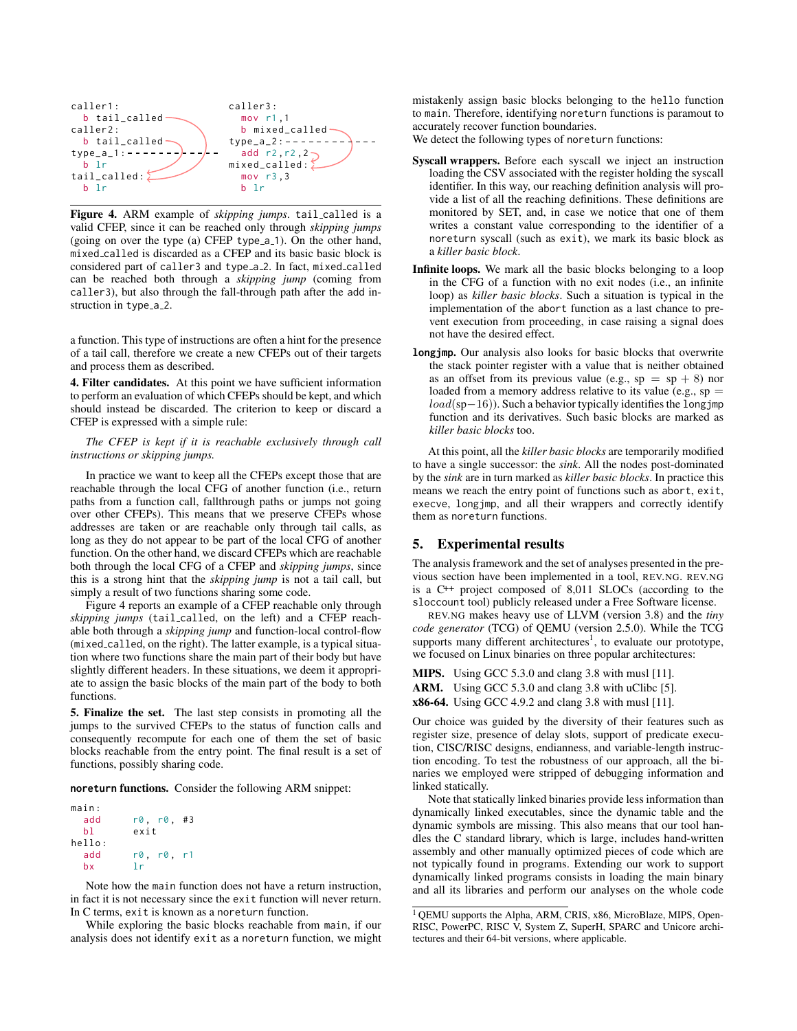```
caller1:
  b tail_called
caller2:
  b tail_called
type_a_1:
  b lr
tail_called:
  b lr
```

```
caller3:
  mov r1,1
  b mixed_called
type_a_2:
  add r2,r2,2
mixed_called:
  mov r3,3
  b lr
```

**Figure 4.** ARM example of *skipping jumps*. `tail_called` is a valid CFEP, since it can be reached only through *skipping jumps* (going on over the type (a) CFEP `type_a_1`). On the other hand, `mixed_called` is discarded as a CFEP and its basic basic block is considered part of `caller3` and `type_a_2`. In fact, `mixed_called` can be reached both through a *skipping jump* (coming from `caller3`), but also through the fall-through path after the `add` instruction in `type_a_2`.

a function. This type of instructions are often a hint for the presence of a tail call, therefore we create a new CFEPs out of their targets and process them as described.

**4. Filter candidates.** At this point we have sufficient information to perform an evaluation of which CFEPs should be kept, and which should instead be discarded. The criterion to keep or discard a CFEP is expressed with a simple rule:

> *The CFEP is kept if it is reachable exclusively through call instructions or skipping jumps.*

In practice we want to keep all the CFEPs except those that are reachable through the local CFG of another function (i.e., return paths from a function call, fallthrough paths or jumps not going over other CFEPs). This means that we preserve CFEPs whose addresses are taken or are reachable only through tail calls, as long as they do not appear to be part of the local CFG of another function. On the other hand, we discard CFEPs which are reachable both through the local CFG of a CFEP and *skipping jumps*, since this is a strong hint that the *skipping jump* is not a tail call, but simply a result of two functions sharing some code.

Figure 4 reports an example of a CFEP reachable only through *skipping jumps* (`tail_called`, on the left) and a CFEP reachable both through a *skipping jump* and function-local control-flow (`mixed_called`, on the right). The latter example, is a typical situation where two functions share the main part of their body but have slightly different headers. In these situations, we deem it appropriate to assign the basic blocks of the main part of the body to both functions.

**5. Finalize the set.** The last step consists in promoting all the jumps to the survived CFEPs to the status of function calls and consequently recompute for each one of them the set of basic blocks reachable from the entry point. The final result is a set of functions, possibly sharing code.

**`noreturn` functions.** Consider the following ARM snippet:

```
main:
  add    r0, r0, #3
  bl     exit
hello:
  add    r0, r0, r1
  bx     lr
```

Note how the `main` function does not have a return instruction, in fact it is not necessary since the `exit` function will never return. In C terms, `exit` is known as a `noreturn` function.

While exploring the basic blocks reachable from `main`, if our analysis does not identify `exit` as a `noreturn` function, we might mistakenly assign basic blocks belonging to the `hello` function to `main`. Therefore, identifying `noreturn` functions is paramount to accurately recover function boundaries.

We detect the following types of `noreturn` functions:

- **Syscall wrappers.** Before each syscall we inject an instruction loading the CSV associated with the register holding the syscall identifier. In this way, our reaching definition analysis will provide a list of all the reaching definitions. These definitions are monitored by SET, and, in case we notice that one of them writes a constant value corresponding to the identifier of a `noreturn` syscall (such as `exit`), we mark its basic block as a *killer basic block*.
- **Infinite loops.** We mark all the basic blocks belonging to a loop in the CFG of a function with no exit nodes (i.e., an infinite loop) as *killer basic blocks*. Such a situation is typical in the implementation of the `abort` function as a last chance to prevent execution from proceeding, in case raising a signal does not have the desired effect.
- **`longjmp`.** Our analysis also looks for basic blocks that overwrite the stack pointer register with a value that is neither obtained as an offset from its previous value (e.g., $\text{sp} = \text{sp} + 8$) nor loaded from a memory address relative to its value (e.g., $\text{sp} = load(\text{sp} - 16)$). Such a behavior typically identifies the `longjmp` function and its derivatives. Such basic blocks are marked as *killer basic blocks* too.

At this point, all the *killer basic blocks* are temporarily modified to have a single successor: the *sink*. All the nodes post-dominated by the *sink* are in turn marked as *killer basic blocks*. In practice this means we reach the entry point of functions such as `abort`, `exit`, `execve`, `longjmp`, and all their wrappers and correctly identify them as `noreturn` functions.

## 5. Experimental results

The analysis framework and the set of analyses presented in the previous section have been implemented in a tool, REV.NG. REV.NG is a C++ project composed of 8,011 SLOCs (according to the `sloccount` tool) publicly released under a Free Software license.

REV.NG makes heavy use of LLVM (version 3.8) and the *tiny code generator* (TCG) of QEMU (version 2.5.0). While the TCG supports many different architectures[1], to evaluate our prototype, we focused on Linux binaries on three popular architectures:

- **MIPS.** Using GCC 5.3.0 and clang 3.8 with musl [11].
- **ARM.** Using GCC 5.3.0 and clang 3.8 with uClibc [5].
- **x86-64.** Using GCC 4.9.2 and clang 3.8 with musl [11].

Our choice was guided by the diversity of their features such as register size, presence of delay slots, support of predicate execution, CISC/RISC designs, endianness, and variable-length instruction encoding. To test the robustness of our approach, all the binaries we employed were stripped of debugging information and linked statically.

Note that statically linked binaries provide less information than dynamically linked executables, since the dynamic table and the dynamic symbols are missing. This also means that our tool handles the C standard library, which is large, includes hand-written assembly and other manually optimized pieces of code which are not typically found in programs. Extending our work to support dynamically linked programs consists in loading the main binary and all its libraries and perform our analyses on the whole code

[1] QEMU supports the Alpha, ARM, CRIS, x86, MicroBlaze, MIPS, OpenRISC, PowerPC, RISC V, System Z, SuperH, SPARC and Unicore architectures and their 64-bit versions, where applicable.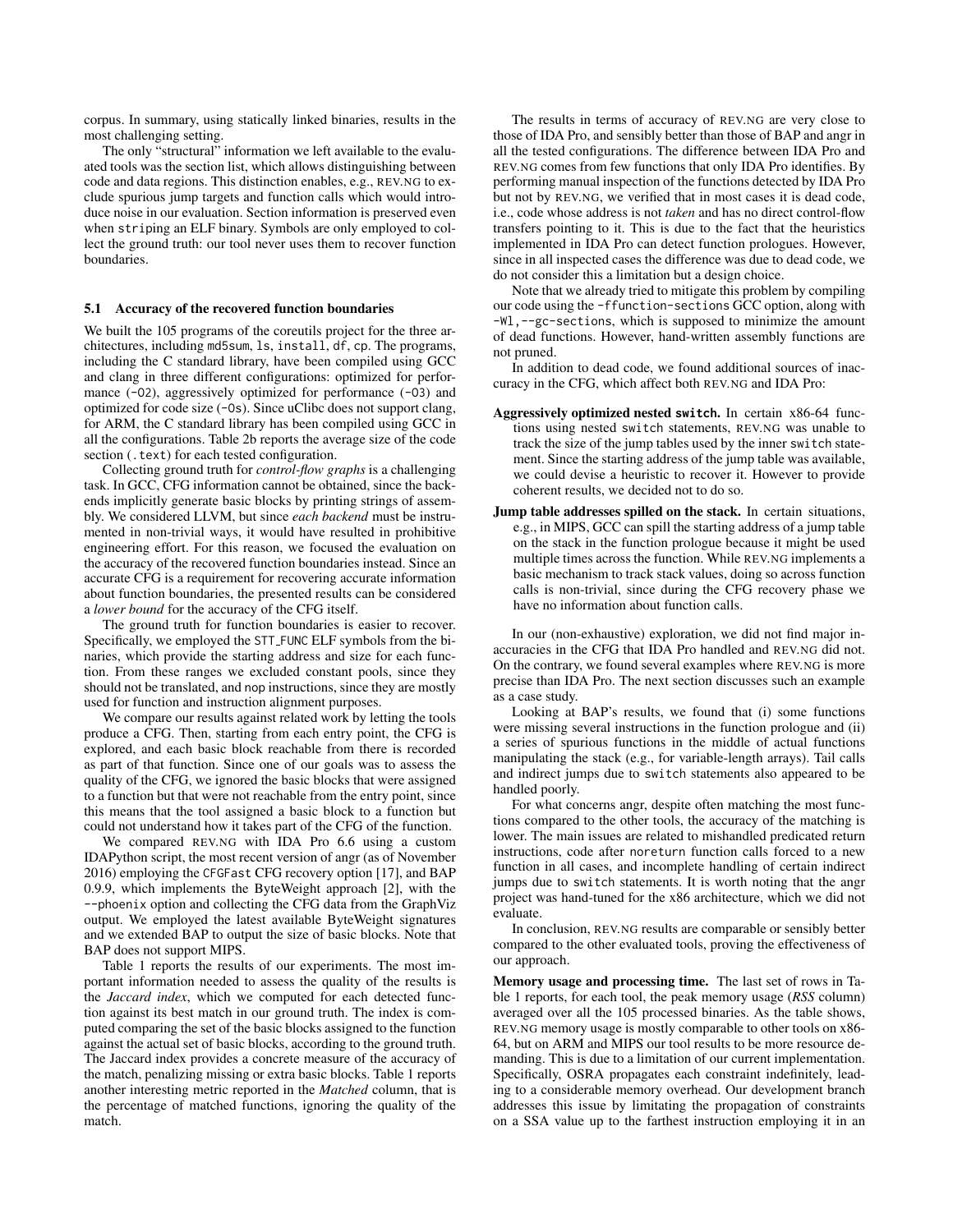corpus. In summary, using statically linked binaries, results in the most challenging setting.

The only "structural" information we left available to the evaluated tools was the section list, which allows distinguishing between code and data regions. This distinction enables, e.g., REV.NG to exclude spurious jump targets and function calls which would introduce noise in our evaluation. Section information is preserved even when striping an ELF binary. Symbols are only employed to collect the ground truth: our tool never uses them to recover function boundaries.

### 5.1 Accuracy of the recovered function boundaries

We built the 105 programs of the coreutils project for the three architectures, including `md5sum`, `ls`, `install`, `df`, `cp`. The programs, including the C standard library, have been compiled using GCC and clang in three different configurations: optimized for performance (`-O2`), aggressively optimized for performance (`-O3`) and optimized for code size (`-Os`). Since uClibc does not support clang, for ARM, the C standard library has been compiled using GCC in all the configurations. Table 2b reports the average size of the code section (`.text`) for each tested configuration.

Collecting ground truth for *control-flow graphs* is a challenging task. In GCC, CFG information cannot be obtained, since the backends implicitly generate basic blocks by printing strings of assembly. We considered LLVM, but since *each backend* must be instrumented in non-trivial ways, it would have resulted in prohibitive engineering effort. For this reason, we focused the evaluation on the accuracy of the recovered function boundaries instead. Since an accurate CFG is a requirement for recovering accurate information about function boundaries, the presented results can be considered a *lower bound* for the accuracy of the CFG itself.

The ground truth for function boundaries is easier to recover. Specifically, we employed the STT_FUNC ELF symbols from the binaries, which provide the starting address and size for each function. From these ranges we excluded constant pools, since they should not be translated, and nop instructions, since they are mostly used for function and instruction alignment purposes.

We compare our results against related work by letting the tools produce a CFG. Then, starting from each entry point, the CFG is explored, and each basic block reachable from there is recorded as part of that function. Since one of our goals was to assess the quality of the CFG, we ignored the basic blocks that were assigned to a function but that were not reachable from the entry point, since this means that the tool assigned a basic block to a function but could not understand how it takes part of the CFG of the function.

We compared REV.NG with IDA Pro 6.6 using a custom IDAPython script, the most recent version of angr (as of November 2016) employing the `CFGFast` CFG recovery option [17], and BAP 0.9.9, which implements the ByteWeight approach [2], with the `--phoenix` option and collecting the CFG data from the GraphViz output. We employed the latest available ByteWeight signatures and we extended BAP to output the size of basic blocks. Note that BAP does not support MIPS.

Table 1 reports the results of our experiments. The most important information needed to assess the quality of the results is the *Jaccard index*, which we computed for each detected function against its best match in our ground truth. The index is computed comparing the set of the basic blocks assigned to the function against the actual set of basic blocks, according to the ground truth. The Jaccard index provides a concrete measure of the accuracy of the match, penalizing missing or extra basic blocks. Table 1 reports another interesting metric reported in the *Matched* column, that is the percentage of matched functions, ignoring the quality of the match.

The results in terms of accuracy of REV.NG are very close to those of IDA Pro, and sensibly better than those of BAP and angr in all the tested configurations. The difference between IDA Pro and REV.NG comes from few functions that only IDA Pro identifies. By performing manual inspection of the functions detected by IDA Pro but not by REV.NG, we verified that in most cases it is dead code, i.e., code whose address is not *taken* and has no direct control-flow transfers pointing to it. This is due to the fact that the heuristics implemented in IDA Pro can detect function prologues. However, since in all inspected cases the difference was due to dead code, we do not consider this a limitation but a design choice.

Note that we already tried to mitigate this problem by compiling our code using the `-ffunction-sections` GCC option, along with `-Wl,--gc-sections`, which is supposed to minimize the amount of dead functions. However, hand-written assembly functions are not pruned.

In addition to dead code, we found additional sources of inaccuracy in the CFG, which affect both REV.NG and IDA Pro:

**Aggressively optimized nested `switch`.** In certain x86-64 functions using nested `switch` statements, REV.NG was unable to track the size of the jump tables used by the inner `switch` statement. Since the starting address of the jump table was available, we could devise a heuristic to recover it. However to provide coherent results, we decided not to do so.

**Jump table addresses spilled on the stack.** In certain situations, e.g., in MIPS, GCC can spill the starting address of a jump table on the stack in the function prologue because it might be used multiple times across the function. While REV.NG implements a basic mechanism to track stack values, doing so across function calls is non-trivial, since during the CFG recovery phase we have no information about function calls.

In our (non-exhaustive) exploration, we did not find major inaccuracies in the CFG that IDA Pro handled and REV.NG did not. On the contrary, we found several examples where REV.NG is more precise than IDA Pro. The next section discusses such an example as a case study.

Looking at BAP's results, we found that (i) some functions were missing several instructions in the function prologue and (ii) a series of spurious functions in the middle of actual functions manipulating the stack (e.g., for variable-length arrays). Tail calls and indirect jumps due to `switch` statements also appeared to be handled poorly.

For what concerns angr, despite often matching the most functions compared to the other tools, the accuracy of the matching is lower. The main issues are related to mishandled predicated return instructions, code after `noreturn` function calls forced to a new function in all cases, and incomplete handling of certain indirect jumps due to `switch` statements. It is worth noting that the angr project was hand-tuned for the x86 architecture, which we did not evaluate.

In conclusion, REV.NG results are comparable or sensibly better compared to the other evaluated tools, proving the effectiveness of our approach.

**Memory usage and processing time.** The last set of rows in Table 1 reports, for each tool, the peak memory usage (*RSS* column) averaged over all the 105 processed binaries. As the table shows, REV.NG memory usage is mostly comparable to other tools on x86-64, but on ARM and MIPS our tool results to be more resource demanding. This is due to a limitation of our current implementation. Specifically, OSRA propagates each constraint indefinitely, leading to a considerable memory overhead. Our development branch addresses this issue by limitating the propagation of constraints on a SSA value up to the farthest instruction employing it in an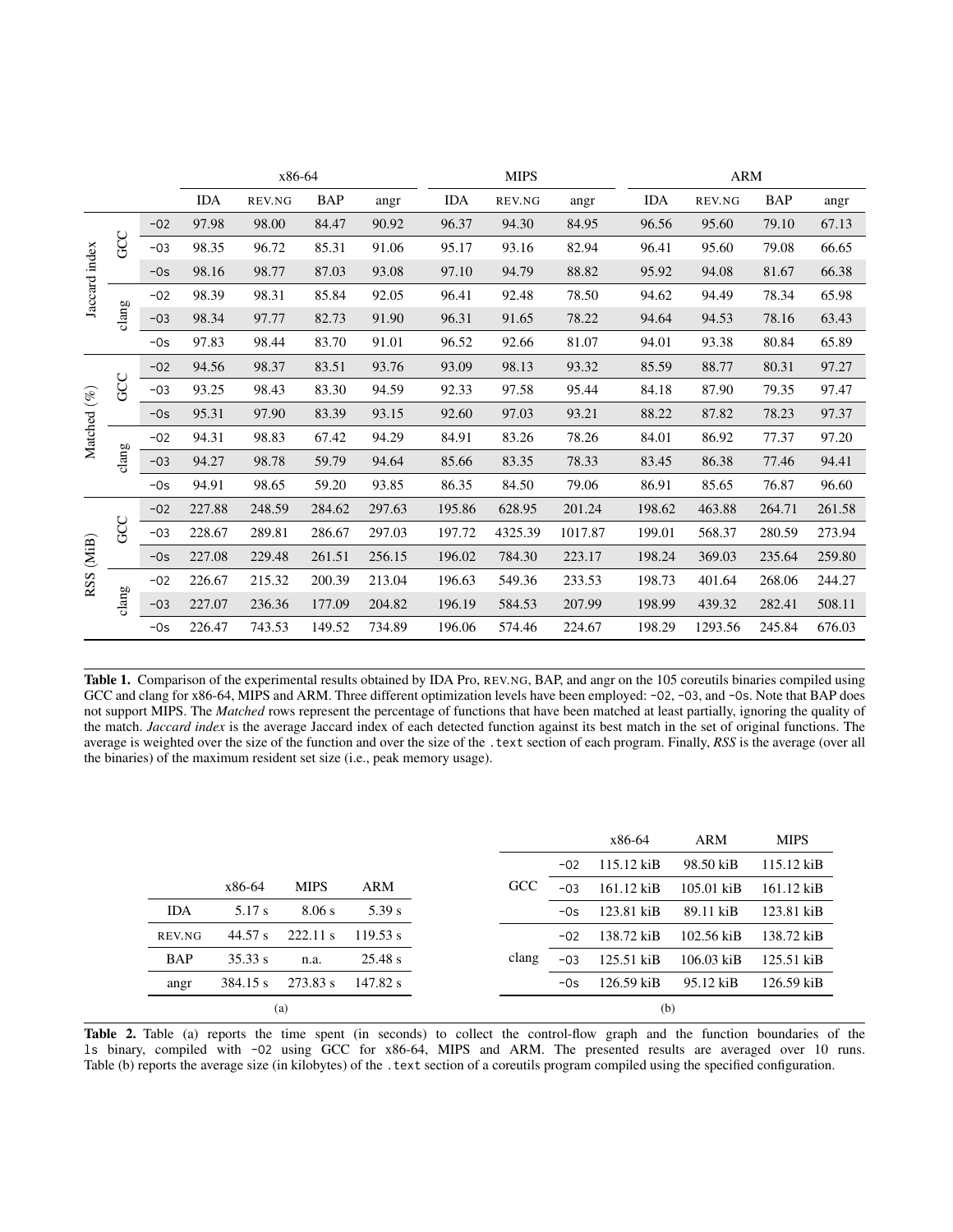| | | | x86-64 | | | | MIPS | | | ARM | | | |
|---|---|---|---|---|---|---|---|---|---|---|---|---|---|
| | | | IDA | REV.NG | BAP | angr | IDA | REV.NG | angr | IDA | REV.NG | BAP | angr |
| Jaccard index | GCC | -O2 | 97.98 | 98.00 | 84.47 | 90.92 | 96.37 | 94.30 | 84.95 | 96.56 | 95.60 | 79.10 | 67.13 |
| | | -O3 | 98.35 | 96.72 | 85.31 | 91.06 | 95.17 | 93.16 | 82.94 | 96.41 | 95.60 | 79.08 | 66.65 |
| | | -Os | 98.16 | 98.77 | 87.03 | 93.08 | 97.10 | 94.79 | 88.82 | 95.92 | 94.08 | 81.67 | 66.38 |
| | clang | -O2 | 98.39 | 98.31 | 85.84 | 92.05 | 96.41 | 92.48 | 78.50 | 94.62 | 94.49 | 78.34 | 65.98 |
| | | -O3 | 98.34 | 97.77 | 82.73 | 91.90 | 96.31 | 91.65 | 78.22 | 94.64 | 94.53 | 78.16 | 63.43 |
| | | -Os | 97.83 | 98.44 | 83.70 | 91.01 | 96.52 | 92.66 | 81.07 | 94.01 | 93.38 | 80.84 | 65.89 |
| Matched (%) | GCC | -O2 | 94.56 | 98.37 | 83.51 | 93.76 | 93.09 | 98.13 | 93.32 | 85.59 | 88.77 | 80.31 | 97.27 |
| | | -O3 | 93.25 | 98.43 | 83.30 | 94.59 | 92.33 | 97.58 | 95.44 | 84.18 | 87.90 | 79.35 | 97.47 |
| | | -Os | 95.31 | 97.90 | 83.39 | 93.15 | 92.60 | 97.03 | 93.21 | 88.22 | 87.82 | 78.23 | 97.37 |
| | clang | -O2 | 94.31 | 98.83 | 67.42 | 94.29 | 84.91 | 83.26 | 78.26 | 84.01 | 86.92 | 77.37 | 97.20 |
| | | -O3 | 94.27 | 98.78 | 59.79 | 94.64 | 85.66 | 83.35 | 78.33 | 83.45 | 86.38 | 77.46 | 94.41 |
| | | -Os | 94.91 | 98.65 | 59.20 | 93.85 | 86.35 | 84.50 | 79.06 | 86.91 | 85.65 | 76.87 | 96.60 |
| RSS (MiB) | GCC | -O2 | 227.88 | 248.59 | 284.62 | 297.63 | 195.86 | 628.95 | 201.24 | 198.62 | 463.88 | 264.71 | 261.58 |
| | | -O3 | 228.67 | 289.81 | 286.67 | 297.03 | 197.72 | 4325.39 | 1017.87 | 199.01 | 568.37 | 280.59 | 273.94 |
| | | -Os | 227.08 | 229.48 | 261.51 | 256.15 | 196.02 | 784.30 | 223.17 | 198.24 | 369.03 | 235.64 | 259.80 |
| | clang | -O2 | 226.67 | 215.32 | 200.39 | 213.04 | 196.63 | 549.36 | 233.53 | 198.73 | 401.64 | 268.06 | 244.27 |
| | | -O3 | 227.07 | 236.36 | 177.09 | 204.82 | 196.19 | 584.53 | 207.99 | 198.99 | 439.32 | 282.41 | 508.11 |
| | | -Os | 226.47 | 743.53 | 149.52 | 734.89 | 196.06 | 574.46 | 224.67 | 198.29 | 1293.56 | 245.84 | 676.03 |

**Table 1.** Comparison of the experimental results obtained by IDA Pro, REV.NG, BAP, and angr on the 105 coreutils binaries compiled using GCC and clang for x86-64, MIPS and ARM. Three different optimization levels have been employed: `-O2`, `-O3`, and `-Os`. Note that BAP does not support MIPS. The *Matched* rows represent the percentage of functions that have been matched at least partially, ignoring the quality of the match. *Jaccard index* is the average Jaccard index of each detected function against its best match in the set of original functions. The average is weighted over the size of the function and over the size of the `.text` section of each program. Finally, *RSS* is the average (over all the binaries) of the maximum resident set size (i.e., peak memory usage).

| | x86-64 | MIPS | ARM |
|---|---|---|---|
| IDA | 5.17 s | 8.06 s | 5.39 s |
| REV.NG | 44.57 s | 222.11 s | 119.53 s |
| BAP | 35.33 s | n.a. | 25.48 s |
| angr | 384.15 s | 273.83 s | 147.82 s |

(a)

| | | x86-64 | ARM | MIPS |
|---|---|---|---|---|
| GCC | -O2 | 115.12 kiB | 98.50 kiB | 115.12 kiB |
| | -O3 | 161.12 kiB | 105.01 kiB | 161.12 kiB |
| | -Os | 123.81 kiB | 89.11 kiB | 123.81 kiB |
| clang | -O2 | 138.72 kiB | 102.56 kiB | 138.72 kiB |
| | -O3 | 125.51 kiB | 106.03 kiB | 125.51 kiB |
| | -Os | 126.59 kiB | 95.12 kiB | 126.59 kiB |

(b)

**Table 2.** Table (a) reports the time spent (in seconds) to collect the control-flow graph and the function boundaries of the `ls` binary, compiled with `-O2` using GCC for x86-64, MIPS and ARM. The presented results are averaged over 10 runs. Table (b) reports the average size (in kilobytes) of the `.text` section of a coreutils program compiled using the specified configuration.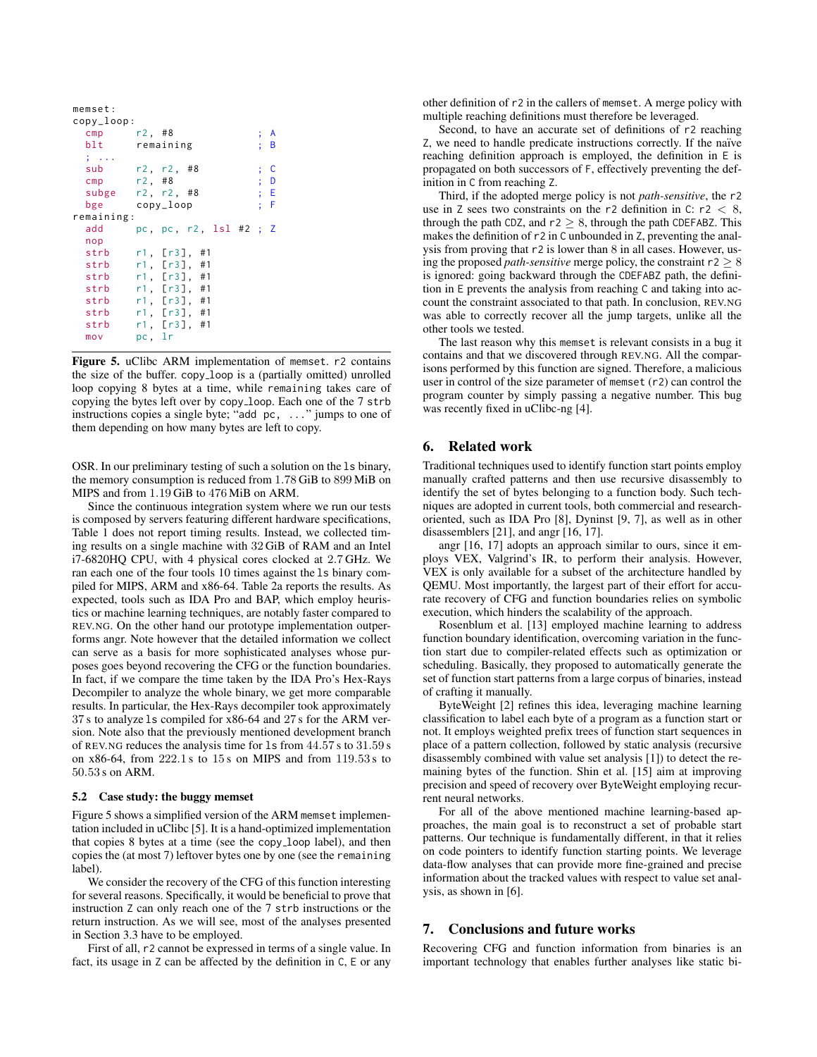```
memset:
copy_loop:
  cmp     r2, #8              ; A
  blt     remaining           ; B
  ; ...
  sub     r2, r2, #8          ; C
  cmp     r2, #8              ; D
  subge   r2, r2, #8          ; E
  bge     copy_loop           ; F
remaining:
  add     pc, pc, r2, lsl #2 ; Z
  nop
  strb    r1, [r3], #1
  strb    r1, [r3], #1
  strb    r1, [r3], #1
  strb    r1, [r3], #1
  strb    r1, [r3], #1
  strb    r1, [r3], #1
  strb    r1, [r3], #1
  mov     pc, lr
```

**Figure 5.** uClibc ARM implementation of memset. r2 contains the size of the buffer. copy_loop is a (partially omitted) unrolled loop copying 8 bytes at a time, while remaining takes care of copying the bytes left over by copy_loop. Each one of the 7 strb instructions copies a single byte; "add pc, ..." jumps to one of them depending on how many bytes are left to copy.

OSR. In our preliminary testing of such a solution on the ls binary, the memory consumption is reduced from 1.78 GiB to 899 MiB on MIPS and from 1.19 GiB to 476 MiB on ARM.

Since the continuous integration system where we run our tests is composed by servers featuring different hardware specifications, Table 1 does not report timing results. Instead, we collected timing results on a single machine with 32 GiB of RAM and an Intel i7-6820HQ CPU, with 4 physical cores clocked at 2.7 GHz. We ran each one of the four tools 10 times against the ls binary compiled for MIPS, ARM and x86-64. Table 2a reports the results. As expected, tools such as IDA Pro and BAP, which employ heuristics or machine learning techniques, are notably faster compared to REV.NG. On the other hand our prototype implementation outperforms angr. Note however that the detailed information we collect can serve as a basis for more sophisticated analyses whose purposes goes beyond recovering the CFG or the function boundaries. In fact, if we compare the time taken by the IDA Pro's Hex-Rays Decompiler to analyze the whole binary, we get more comparable results. In particular, the Hex-Rays decompiler took approximately 37 s to analyze ls compiled for x86-64 and 27 s for the ARM version. Note also that the previously mentioned development branch of REV.NG reduces the analysis time for ls from 44.57 s to 31.59 s on x86-64, from 222.1 s to 15 s on MIPS and from 119.53 s to 50.53 s on ARM.

### 5.2 Case study: the buggy memset

Figure 5 shows a simplified version of the ARM memset implementation included in uClibc [5]. It is a hand-optimized implementation that copies 8 bytes at a time (see the copy_loop label), and then copies the (at most 7) leftover bytes one by one (see the remaining label).

We consider the recovery of the CFG of this function interesting for several reasons. Specifically, it would be beneficial to prove that instruction Z can only reach one of the 7 strb instructions or the return instruction. As we will see, most of the analyses presented in Section 3.3 have to be employed.

First of all, r2 cannot be expressed in terms of a single value. In fact, its usage in Z can be affected by the definition in C, E or any other definition of r2 in the callers of memset. A merge policy with multiple reaching definitions must therefore be leveraged.

Second, to have an accurate set of definitions of r2 reaching Z, we need to handle predicate instructions correctly. If the naïve reaching definition approach is employed, the definition in E is propagated on both successors of F, effectively preventing the definition in C from reaching Z.

Third, if the adopted merge policy is not *path-sensitive*, the r2 use in Z sees two constraints on the r2 definition in C: $r2 < 8$, through the path CDZ, and $r2 \geq 8$, through the path CDEFABZ. This makes the definition of r2 in C unbounded in Z, preventing the analysis from proving that r2 is lower than 8 in all cases. However, using the proposed *path-sensitive* merge policy, the constraint $r2 \geq 8$ is ignored: going backward through the CDEFABZ path, the definition in E prevents the analysis from reaching C and taking into account the constraint associated to that path. In conclusion, REV.NG was able to correctly recover all the jump targets, unlike all the other tools we tested.

The last reason why this memset is relevant consists in a bug it contains and that we discovered through REV.NG. All the comparisons performed by this function are signed. Therefore, a malicious user in control of the size parameter of memset (r2) can control the program counter by simply passing a negative number. This bug was recently fixed in uClibc-ng [4].

## 6. Related work

Traditional techniques used to identify function start points employ manually crafted patterns and then use recursive disassembly to identify the set of bytes belonging to a function body. Such techniques are adopted in current tools, both commercial and research-oriented, such as IDA Pro [8], Dyninst [9, 7], as well as in other disassemblers [21], and angr [16, 17].

angr [16, 17] adopts an approach similar to ours, since it employs VEX, Valgrind's IR, to perform their analysis. However, VEX is only available for a subset of the architecture handled by QEMU. Most importantly, the largest part of their effort for accurate recovery of CFG and function boundaries relies on symbolic execution, which hinders the scalability of the approach.

Rosenblum et al. [13] employed machine learning to address function boundary identification, overcoming variation in the function start due to compiler-related effects such as optimization or scheduling. Basically, they proposed to automatically generate the set of function start patterns from a large corpus of binaries, instead of crafting it manually.

ByteWeight [2] refines this idea, leveraging machine learning classification to label each byte of a program as a function start or not. It employs weighted prefix trees of function start sequences in place of a pattern collection, followed by static analysis (recursive disassembly combined with value set analysis [1]) to detect the remaining bytes of the function. Shin et al. [15] aim at improving precision and speed of recovery over ByteWeight employing recurrent neural networks.

For all of the above mentioned machine learning-based approaches, the main goal is to reconstruct a set of probable start patterns. Our technique is fundamentally different, in that it relies on code pointers to identify function starting points. We leverage data-flow analyses that can provide more fine-grained and precise information about the tracked values with respect to value set analysis, as shown in [6].

## 7. Conclusions and future works

Recovering CFG and function information from binaries is an important technology that enables further analyses like static bi-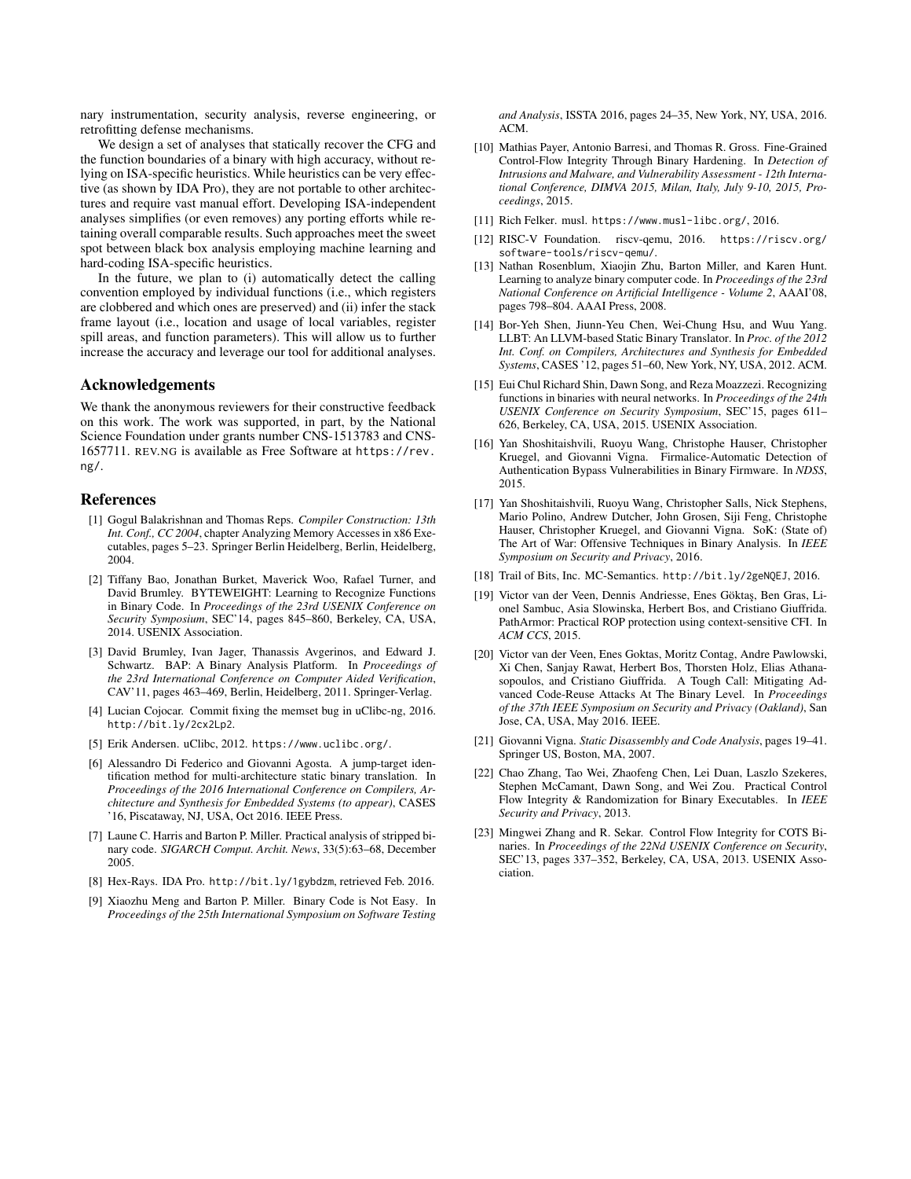nary instrumentation, security analysis, reverse engineering, or retrofitting defense mechanisms.

We design a set of analyses that statically recover the CFG and the function boundaries of a binary with high accuracy, without relying on ISA-specific heuristics. While heuristics can be very effective (as shown by IDA Pro), they are not portable to other architectures and require vast manual effort. Developing ISA-independent analyses simplifies (or even removes) any porting efforts while retaining overall comparable results. Such approaches meet the sweet spot between black box analysis employing machine learning and hard-coding ISA-specific heuristics.

In the future, we plan to (i) automatically detect the calling convention employed by individual functions (i.e., which registers are clobbered and which ones are preserved) and (ii) infer the stack frame layout (i.e., location and usage of local variables, register spill areas, and function parameters). This will allow us to further increase the accuracy and leverage our tool for additional analyses.

## Acknowledgements

We thank the anonymous reviewers for their constructive feedback on this work. The work was supported, in part, by the National Science Foundation under grants number CNS-1513783 and CNS-1657711. REV.NG is available as Free Software at https://rev.ng/.

## References

[1] Gogul Balakrishnan and Thomas Reps. *Compiler Construction: 13th Int. Conf., CC 2004*, chapter Analyzing Memory Accesses in x86 Executables, pages 5–23. Springer Berlin Heidelberg, Berlin, Heidelberg, 2004.

[2] Tiffany Bao, Jonathan Burket, Maverick Woo, Rafael Turner, and David Brumley. BYTEWEIGHT: Learning to Recognize Functions in Binary Code. In *Proceedings of the 23rd USENIX Conference on Security Symposium*, SEC'14, pages 845–860, Berkeley, CA, USA, 2014. USENIX Association.

[3] David Brumley, Ivan Jager, Thanassis Avgerinos, and Edward J. Schwartz. BAP: A Binary Analysis Platform. In *Proceedings of the 23rd International Conference on Computer Aided Verification*, CAV'11, pages 463–469, Berlin, Heidelberg, 2011. Springer-Verlag.

[4] Lucian Cojocar. Commit fixing the memset bug in uClibc-ng, 2016. http://bit.ly/2cx2Lp2.

[5] Erik Andersen. uClibc, 2012. https://www.uclibc.org/.

[6] Alessandro Di Federico and Giovanni Agosta. A jump-target identification method for multi-architecture static binary translation. In *Proceedings of the 2016 International Conference on Compilers, Architecture and Synthesis for Embedded Systems (to appear)*, CASES '16, Piscataway, NJ, USA, Oct 2016. IEEE Press.

[7] Laune C. Harris and Barton P. Miller. Practical analysis of stripped binary code. *SIGARCH Comput. Archit. News*, 33(5):63–68, December 2005.

[8] Hex-Rays. IDA Pro. http://bit.ly/1gybdzm, retrieved Feb. 2016.

[9] Xiaozhu Meng and Barton P. Miller. Binary Code is Not Easy. In *Proceedings of the 25th International Symposium on Software Testing and Analysis*, ISSTA 2016, pages 24–35, New York, NY, USA, 2016. ACM.

[10] Mathias Payer, Antonio Barresi, and Thomas R. Gross. Fine-Grained Control-Flow Integrity Through Binary Hardening. In *Detection of Intrusions and Malware, and Vulnerability Assessment - 12th International Conference, DIMVA 2015, Milan, Italy, July 9-10, 2015, Proceedings*, 2015.

[11] Rich Felker. musl. https://www.musl-libc.org/, 2016.

[12] RISC-V Foundation. riscv-qemu, 2016. https://riscv.org/software-tools/riscv-qemu/.

[13] Nathan Rosenblum, Xiaojin Zhu, Barton Miller, and Karen Hunt. Learning to analyze binary computer code. In *Proceedings of the 23rd National Conference on Artificial Intelligence - Volume 2*, AAAI'08, pages 798–804. AAAI Press, 2008.

[14] Bor-Yeh Shen, Jiunn-Yeu Chen, Wei-Chung Hsu, and Wuu Yang. LLBT: An LLVM-based Static Binary Translator. In *Proc. of the 2012 Int. Conf. on Compilers, Architectures and Synthesis for Embedded Systems*, CASES '12, pages 51–60, New York, NY, USA, 2012. ACM.

[15] Eui Chul Richard Shin, Dawn Song, and Reza Moazzezi. Recognizing functions in binaries with neural networks. In *Proceedings of the 24th USENIX Conference on Security Symposium*, SEC'15, pages 611–626, Berkeley, CA, USA, 2015. USENIX Association.

[16] Yan Shoshitaishvili, Ruoyu Wang, Christophe Hauser, Christopher Kruegel, and Giovanni Vigna. Firmalice-Automatic Detection of Authentication Bypass Vulnerabilities in Binary Firmware. In *NDSS*, 2015.

[17] Yan Shoshitaishvili, Ruoyu Wang, Christopher Salls, Nick Stephens, Mario Polino, Andrew Dutcher, John Grosen, Siji Feng, Christophe Hauser, Christopher Kruegel, and Giovanni Vigna. SoK: (State of) The Art of War: Offensive Techniques in Binary Analysis. In *IEEE Symposium on Security and Privacy*, 2016.

[18] Trail of Bits, Inc. MC-Semantics. http://bit.ly/2geNQEJ, 2016.

[19] Victor van der Veen, Dennis Andriesse, Enes Göktaş, Ben Gras, Lionel Sambuc, Asia Slowinska, Herbert Bos, and Cristiano Giuffrida. PathArmor: Practical ROP protection using context-sensitive CFI. In *ACM CCS*, 2015.

[20] Victor van der Veen, Enes Goktas, Moritz Contag, Andre Pawlowski, Xi Chen, Sanjay Rawat, Herbert Bos, Thorsten Holz, Elias Athanasopoulos, and Cristiano Giuffrida. A Tough Call: Mitigating Advanced Code-Reuse Attacks At The Binary Level. In *Proceedings of the 37th IEEE Symposium on Security and Privacy (Oakland)*, San Jose, CA, USA, May 2016. IEEE.

[21] Giovanni Vigna. *Static Disassembly and Code Analysis*, pages 19–41. Springer US, Boston, MA, 2007.

[22] Chao Zhang, Tao Wei, Zhaofeng Chen, Lei Duan, Laszlo Szekeres, Stephen McCamant, Dawn Song, and Wei Zou. Practical Control Flow Integrity & Randomization for Binary Executables. In *IEEE Security and Privacy*, 2013.

[23] Mingwei Zhang and R. Sekar. Control Flow Integrity for COTS Binaries. In *Proceedings of the 22Nd USENIX Conference on Security*, SEC'13, pages 337–352, Berkeley, CA, USA, 2013. USENIX Association.